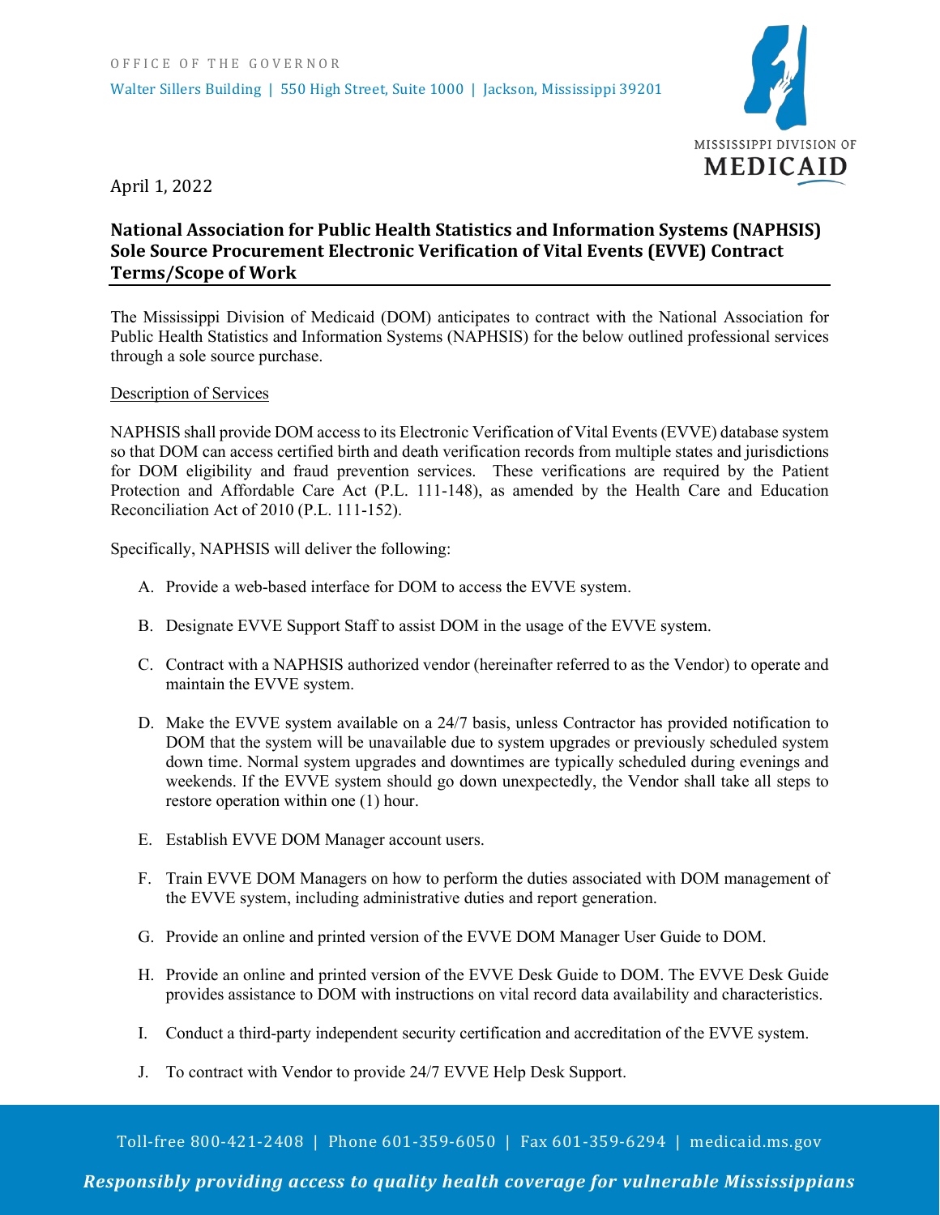OFFICE OF THE GOVERNOR

Walter Sillers Building | 550 High Street, Suite 1000 | Jackson, Mississippi 39201

MISSISSIPPI DIVISION OF MEDICAID

April 1, 2022

**National Association for Public Health Statistics and Information Systems (NAPHSIS) Sole Source Procurement Electronic Verification of Vital Events (EVVE) Contract Terms/Scope of Work**

The Mississippi Division of Medicaid (DOM) anticipates to contract with the National Association for Public Health Statistics and Information Systems (NAPHSIS) for the below outlined professional services through a sole source purchase.

Description of Services

NAPHSIS shall provide DOM access to its Electronic Verification of Vital Events (EVVE) database system so that DOM can access certified birth and death verification records from multiple states and jurisdictions for DOM eligibility and fraud prevention services. These verifications are required by the Patient Protection and Affordable Care Act (P.L. 111-148), as amended by the Health Care and Education Reconciliation Act of 2010 (P.L. 111-152).

Specifically, NAPHSIS will deliver the following:

A. Provide a web-based interface for DOM to access the EVVE system.

B. Designate EVVE Support Staff to assist DOM in the usage of the EVVE system.

C. Contract with a NAPHSIS authorized vendor (hereinafter referred to as the Vendor) to operate and maintain the EVVE system.

D. Make the EVVE system available on a 24/7 basis, unless Contractor has provided notification to DOM that the system will be unavailable due to system upgrades or previously scheduled system down time. Normal system upgrades and downtimes are typically scheduled during evenings and weekends. If the EVVE system should go down unexpectedly, the Vendor shall take all steps to restore operation within one (1) hour.

E. Establish EVVE DOM Manager account users.

F. Train EVVE DOM Managers on how to perform the duties associated with DOM management of the EVVE system, including administrative duties and report generation.

G. Provide an online and printed version of the EVVE DOM Manager User Guide to DOM.

H. Provide an online and printed version of the EVVE Desk Guide to DOM. The EVVE Desk Guide provides assistance to DOM with instructions on vital record data availability and characteristics.

I. Conduct a third-party independent security certification and accreditation of the EVVE system.

J. To contract with Vendor to provide 24/7 EVVE Help Desk Support.

Toll-free 800-421-2408 | Phone 601-359-6050 | Fax 601-359-6294 | medicaid.ms.gov

*Responsibly providing access to quality health coverage for vulnerable Mississippians*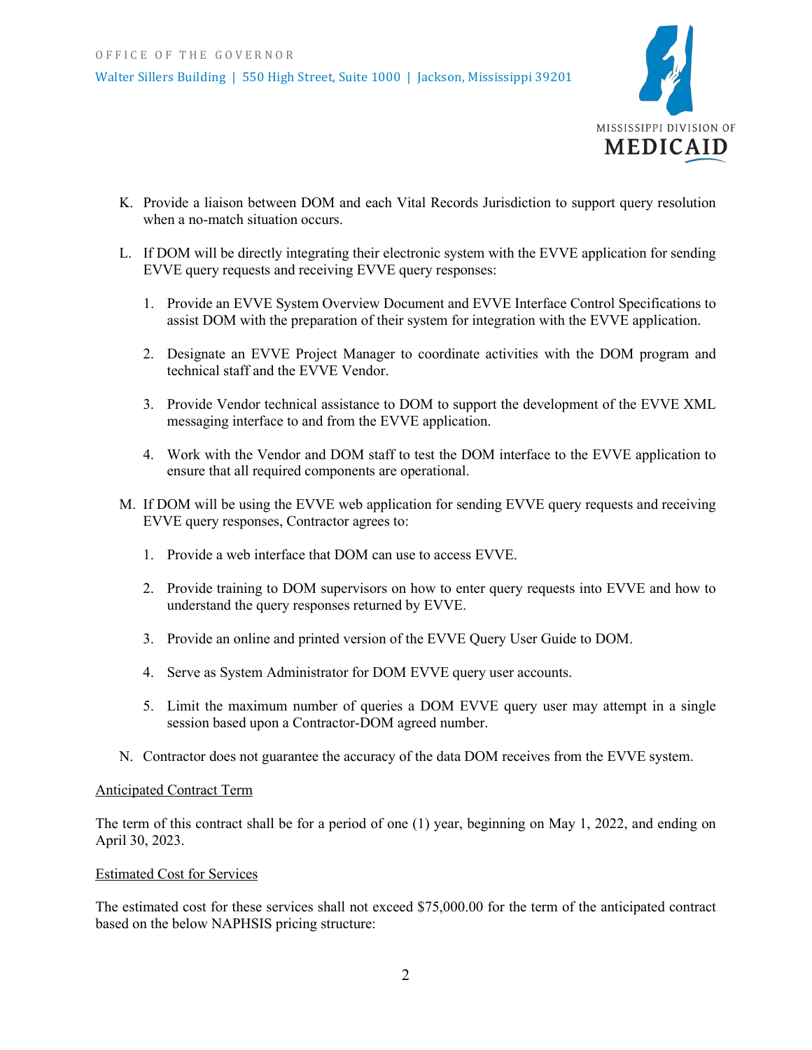K. Provide a liaison between DOM and each Vital Records Jurisdiction to support query resolution when a no-match situation occurs.

L. If DOM will be directly integrating their electronic system with the EVVE application for sending EVVE query requests and receiving EVVE query responses:

   1. Provide an EVVE System Overview Document and EVVE Interface Control Specifications to assist DOM with the preparation of their system for integration with the EVVE application.

   2. Designate an EVVE Project Manager to coordinate activities with the DOM program and technical staff and the EVVE Vendor.

   3. Provide Vendor technical assistance to DOM to support the development of the EVVE XML messaging interface to and from the EVVE application.

   4. Work with the Vendor and DOM staff to test the DOM interface to the EVVE application to ensure that all required components are operational.

M. If DOM will be using the EVVE web application for sending EVVE query requests and receiving EVVE query responses, Contractor agrees to:

   1. Provide a web interface that DOM can use to access EVVE.

   2. Provide training to DOM supervisors on how to enter query requests into EVVE and how to understand the query responses returned by EVVE.

   3. Provide an online and printed version of the EVVE Query User Guide to DOM.

   4. Serve as System Administrator for DOM EVVE query user accounts.

   5. Limit the maximum number of queries a DOM EVVE query user may attempt in a single session based upon a Contractor-DOM agreed number.

N. Contractor does not guarantee the accuracy of the data DOM receives from the EVVE system.

<u>Anticipated Contract Term</u>

The term of this contract shall be for a period of one (1) year, beginning on May 1, 2022, and ending on April 30, 2023.

<u>Estimated Cost for Services</u>

The estimated cost for these services shall not exceed $75,000.00 for the term of the anticipated contract based on the below NAPHSIS pricing structure: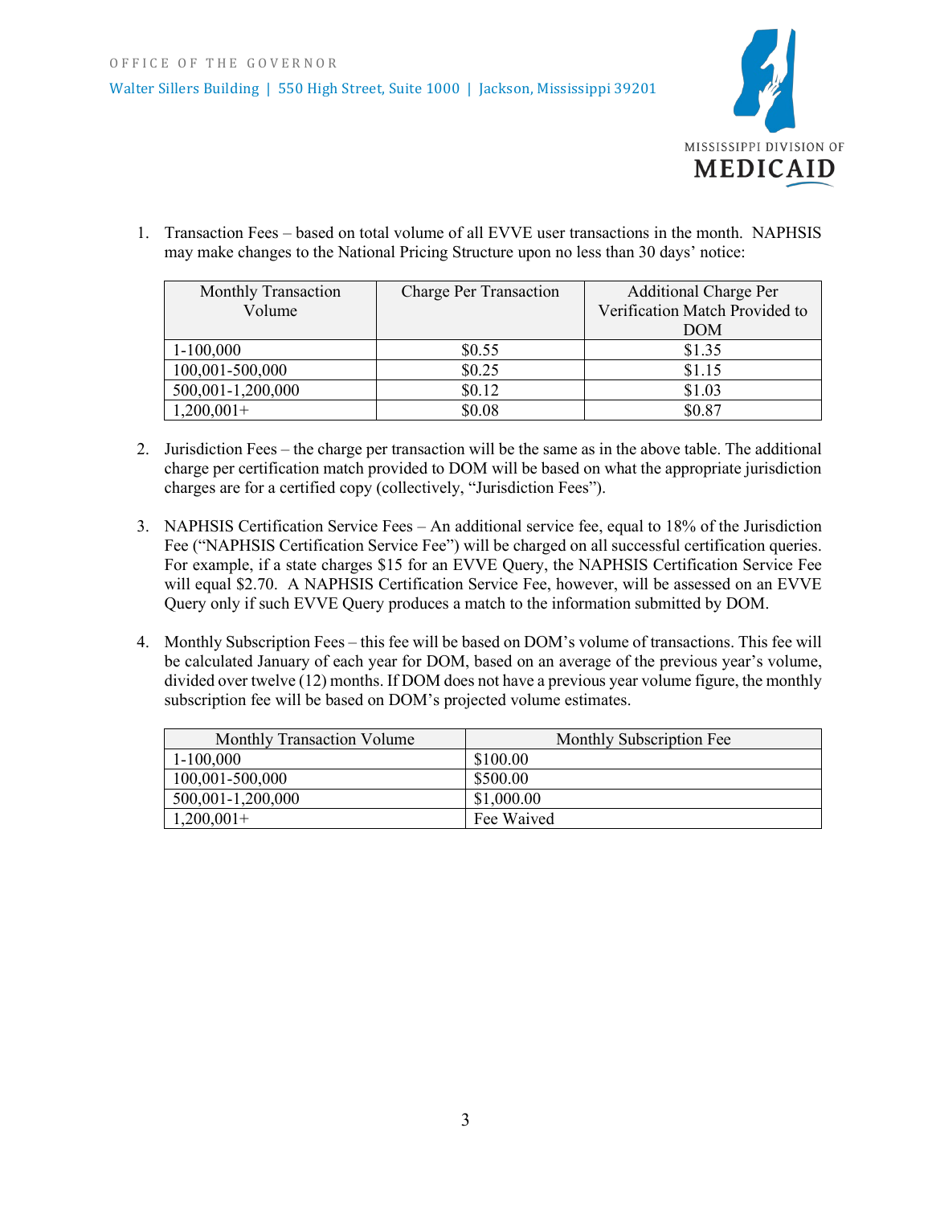OFFICE OF THE GOVERNOR

Walter Sillers Building | 550 High Street, Suite 1000 | Jackson, Mississippi 39201

MISSISSIPPI DIVISION OF MEDICAID

1. Transaction Fees – based on total volume of all EVVE user transactions in the month. NAPHSIS may make changes to the National Pricing Structure upon no less than 30 days' notice:

| Monthly Transaction Volume | Charge Per Transaction | Additional Charge Per Verification Match Provided to DOM |
|---|---|---|
| 1-100,000 | $0.55 | $1.35 |
| 100,001-500,000 | $0.25 | $1.15 |
| 500,001-1,200,000 | $0.12 | $1.03 |
| 1,200,001+ | $0.08 | $0.87 |

2. Jurisdiction Fees – the charge per transaction will be the same as in the above table. The additional charge per certification match provided to DOM will be based on what the appropriate jurisdiction charges are for a certified copy (collectively, "Jurisdiction Fees").

3. NAPHSIS Certification Service Fees – An additional service fee, equal to 18% of the Jurisdiction Fee ("NAPHSIS Certification Service Fee") will be charged on all successful certification queries. For example, if a state charges $15 for an EVVE Query, the NAPHSIS Certification Service Fee will equal $2.70. A NAPHSIS Certification Service Fee, however, will be assessed on an EVVE Query only if such EVVE Query produces a match to the information submitted by DOM.

4. Monthly Subscription Fees – this fee will be based on DOM's volume of transactions. This fee will be calculated January of each year for DOM, based on an average of the previous year's volume, divided over twelve (12) months. If DOM does not have a previous year volume figure, the monthly subscription fee will be based on DOM's projected volume estimates.

| Monthly Transaction Volume | Monthly Subscription Fee |
|---|---|
| 1-100,000 | $100.00 |
| 100,001-500,000 | $500.00 |
| 500,001-1,200,000 | $1,000.00 |
| 1,200,001+ | Fee Waived |